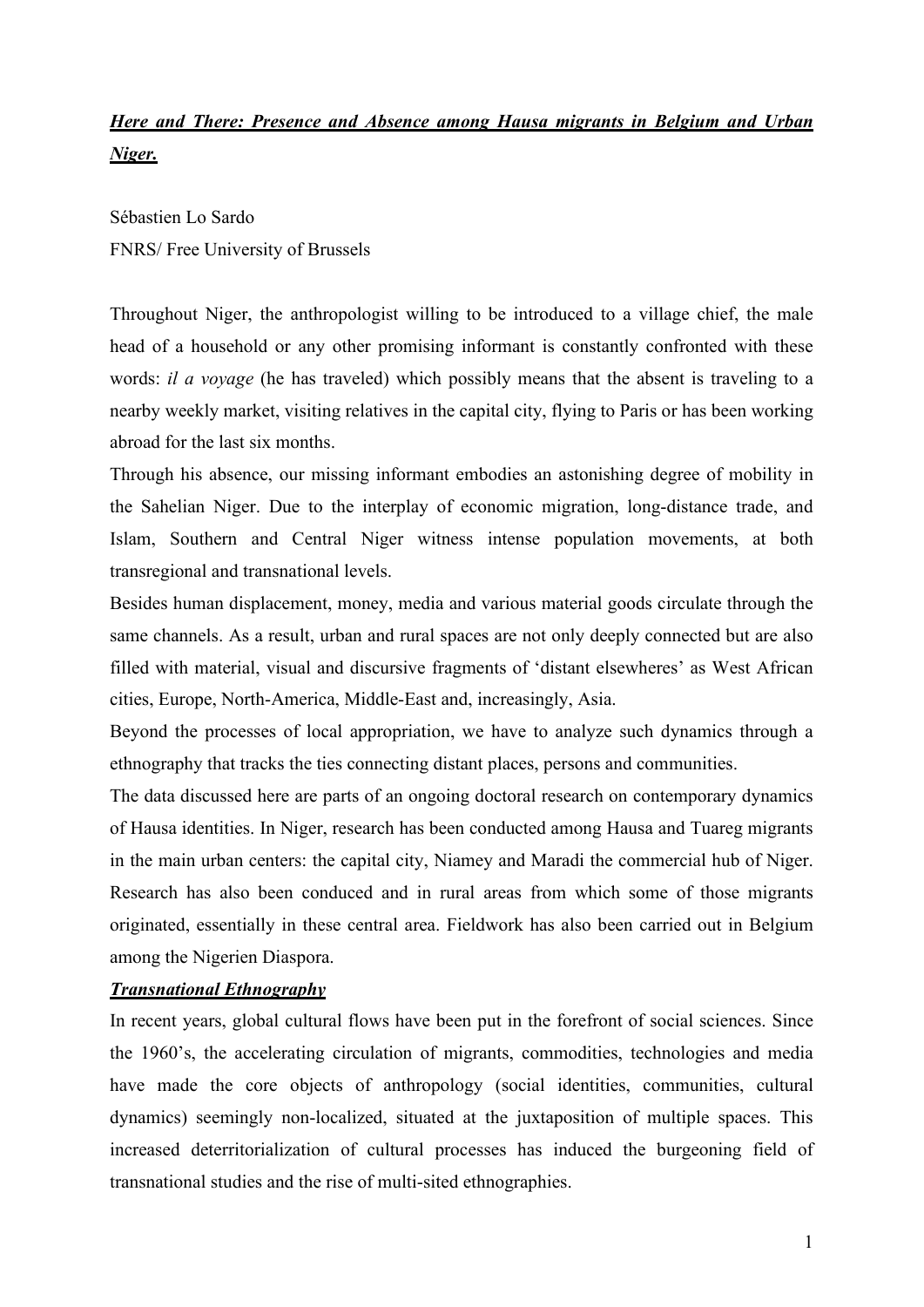***Here and There: Presence and Absence among Hausa migrants in Belgium and Urban Niger.***

Sébastien Lo Sardo
FNRS/ Free University of Brussels

Throughout Niger, the anthropologist willing to be introduced to a village chief, the male head of a household or any other promising informant is constantly confronted with these words: *il a voyage* (he has traveled) which possibly means that the absent is traveling to a nearby weekly market, visiting relatives in the capital city, flying to Paris or has been working abroad for the last six months.

Through his absence, our missing informant embodies an astonishing degree of mobility in the Sahelian Niger. Due to the interplay of economic migration, long-distance trade, and Islam, Southern and Central Niger witness intense population movements, at both transregional and transnational levels.

Besides human displacement, money, media and various material goods circulate through the same channels. As a result, urban and rural spaces are not only deeply connected but are also filled with material, visual and discursive fragments of 'distant elsewheres' as West African cities, Europe, North-America, Middle-East and, increasingly, Asia.

Beyond the processes of local appropriation, we have to analyze such dynamics through a ethnography that tracks the ties connecting distant places, persons and communities.

The data discussed here are parts of an ongoing doctoral research on contemporary dynamics of Hausa identities. In Niger, research has been conducted among Hausa and Tuareg migrants in the main urban centers: the capital city, Niamey and Maradi the commercial hub of Niger. Research has also been conduced and in rural areas from which some of those migrants originated, essentially in these central area. Fieldwork has also been carried out in Belgium among the Nigerien Diaspora.

***Transnational Ethnography***

In recent years, global cultural flows have been put in the forefront of social sciences. Since the 1960's, the accelerating circulation of migrants, commodities, technologies and media have made the core objects of anthropology (social identities, communities, cultural dynamics) seemingly non-localized, situated at the juxtaposition of multiple spaces. This increased deterritorialization of cultural processes has induced the burgeoning field of transnational studies and the rise of multi-sited ethnographies.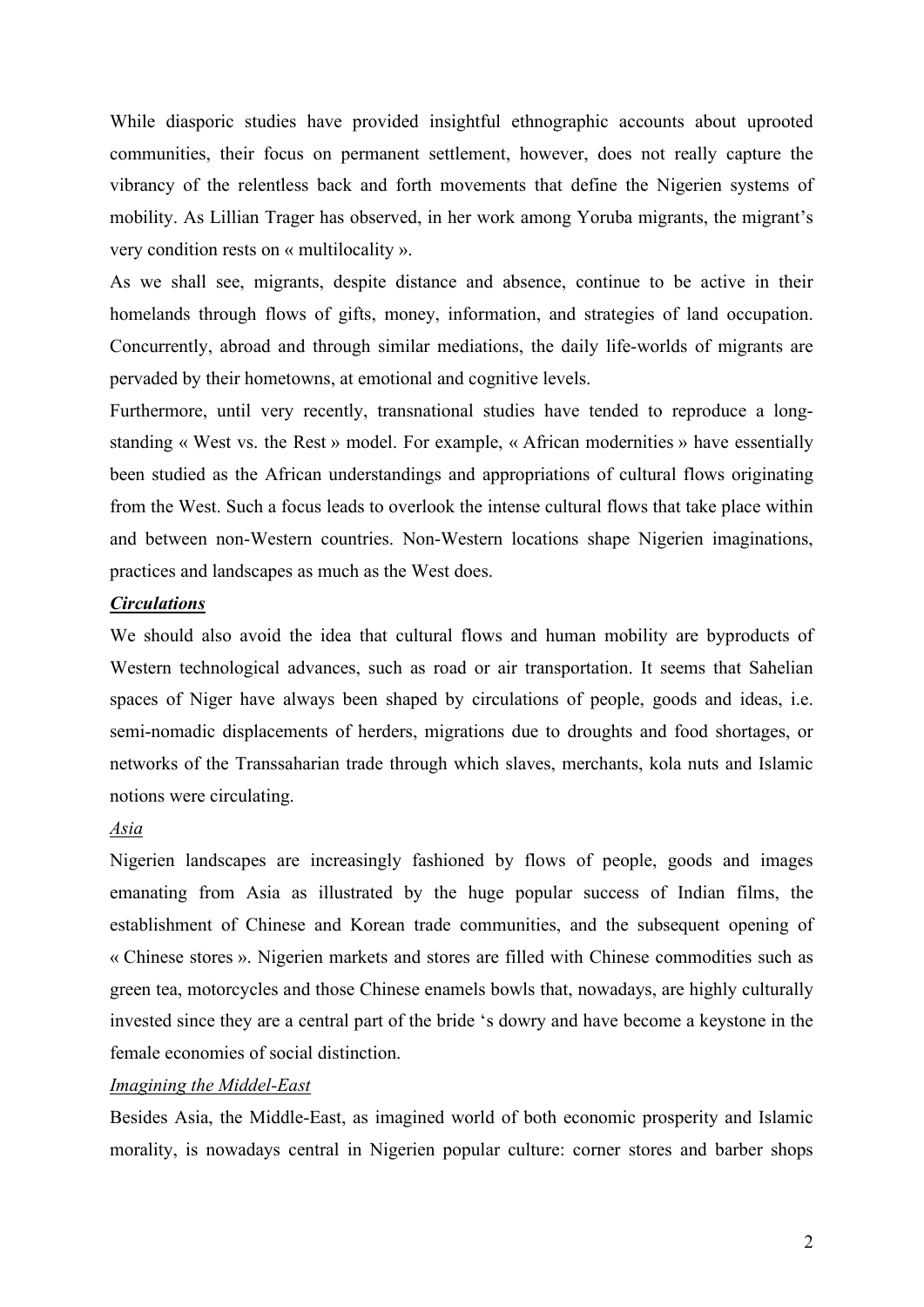While diasporic studies have provided insightful ethnographic accounts about uprooted communities, their focus on permanent settlement, however, does not really capture the vibrancy of the relentless back and forth movements that define the Nigerien systems of mobility. As Lillian Trager has observed, in her work among Yoruba migrants, the migrant's very condition rests on « multilocality ».

As we shall see, migrants, despite distance and absence, continue to be active in their homelands through flows of gifts, money, information, and strategies of land occupation. Concurrently, abroad and through similar mediations, the daily life-worlds of migrants are pervaded by their hometowns, at emotional and cognitive levels.

Furthermore, until very recently, transnational studies have tended to reproduce a long-standing « West vs. the Rest » model. For example, « African modernities » have essentially been studied as the African understandings and appropriations of cultural flows originating from the West. Such a focus leads to overlook the intense cultural flows that take place within and between non-Western countries. Non-Western locations shape Nigerien imaginations, practices and landscapes as much as the West does.

***Circulations***

We should also avoid the idea that cultural flows and human mobility are byproducts of Western technological advances, such as road or air transportation. It seems that Sahelian spaces of Niger have always been shaped by circulations of people, goods and ideas, i.e. semi-nomadic displacements of herders, migrations due to droughts and food shortages, or networks of the Transsaharian trade through which slaves, merchants, kola nuts and Islamic notions were circulating.

*Asia*

Nigerien landscapes are increasingly fashioned by flows of people, goods and images emanating from Asia as illustrated by the huge popular success of Indian films, the establishment of Chinese and Korean trade communities, and the subsequent opening of « Chinese stores ». Nigerien markets and stores are filled with Chinese commodities such as green tea, motorcycles and those Chinese enamels bowls that, nowadays, are highly culturally invested since they are a central part of the bride 's dowry and have become a keystone in the female economies of social distinction.

*Imagining the Middel-East*

Besides Asia, the Middle-East, as imagined world of both economic prosperity and Islamic morality, is nowadays central in Nigerien popular culture: corner stores and barber shops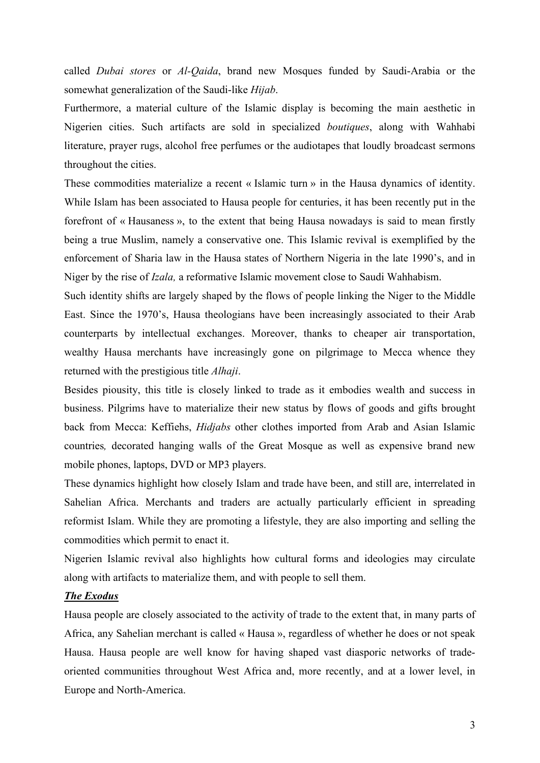called *Dubai stores* or *Al-Qaida*, brand new Mosques funded by Saudi-Arabia or the somewhat generalization of the Saudi-like *Hijab*.

Furthermore, a material culture of the Islamic display is becoming the main aesthetic in Nigerien cities. Such artifacts are sold in specialized *boutiques*, along with Wahhabi literature, prayer rugs, alcohol free perfumes or the audiotapes that loudly broadcast sermons throughout the cities.

These commodities materialize a recent « Islamic turn » in the Hausa dynamics of identity. While Islam has been associated to Hausa people for centuries, it has been recently put in the forefront of « Hausaness », to the extent that being Hausa nowadays is said to mean firstly being a true Muslim, namely a conservative one. This Islamic revival is exemplified by the enforcement of Sharia law in the Hausa states of Northern Nigeria in the late 1990's, and in Niger by the rise of *Izala,* a reformative Islamic movement close to Saudi Wahhabism.

Such identity shifts are largely shaped by the flows of people linking the Niger to the Middle East. Since the 1970's, Hausa theologians have been increasingly associated to their Arab counterparts by intellectual exchanges. Moreover, thanks to cheaper air transportation, wealthy Hausa merchants have increasingly gone on pilgrimage to Mecca whence they returned with the prestigious title *Alhaji*.

Besides piousity, this title is closely linked to trade as it embodies wealth and success in business. Pilgrims have to materialize their new status by flows of goods and gifts brought back from Mecca: Keffiehs, *Hidjabs* other clothes imported from Arab and Asian Islamic countries*,* decorated hanging walls of the Great Mosque as well as expensive brand new mobile phones, laptops, DVD or MP3 players.

These dynamics highlight how closely Islam and trade have been, and still are, interrelated in Sahelian Africa. Merchants and traders are actually particularly efficient in spreading reformist Islam. While they are promoting a lifestyle, they are also importing and selling the commodities which permit to enact it.

Nigerien Islamic revival also highlights how cultural forms and ideologies may circulate along with artifacts to materialize them, and with people to sell them.

***The Exodus***

Hausa people are closely associated to the activity of trade to the extent that, in many parts of Africa, any Sahelian merchant is called « Hausa », regardless of whether he does or not speak Hausa. Hausa people are well know for having shaped vast diasporic networks of trade-oriented communities throughout West Africa and, more recently, and at a lower level, in Europe and North-America.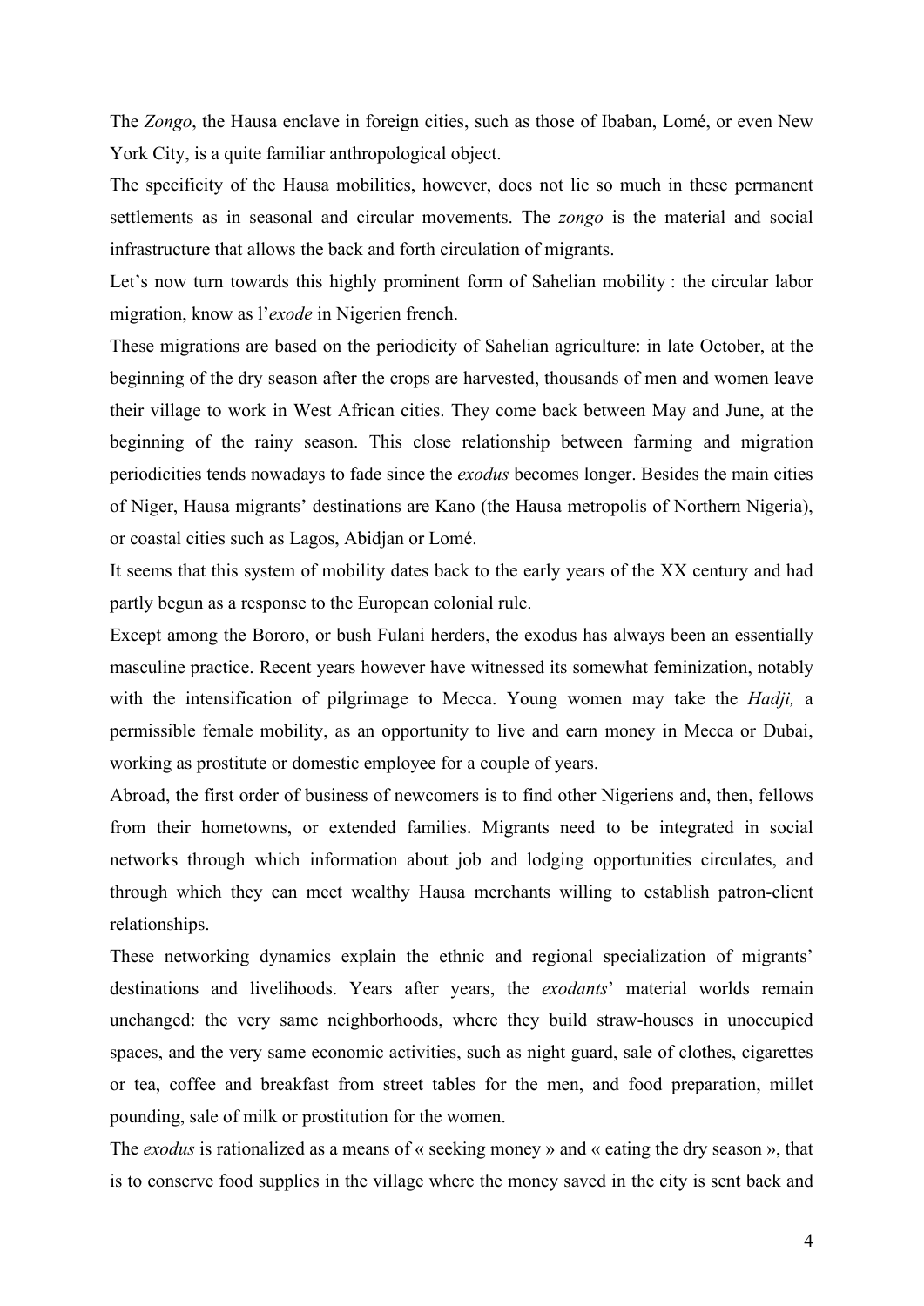The *Zongo*, the Hausa enclave in foreign cities, such as those of Ibaban, Lomé, or even New York City, is a quite familiar anthropological object.

The specificity of the Hausa mobilities, however, does not lie so much in these permanent settlements as in seasonal and circular movements. The *zongo* is the material and social infrastructure that allows the back and forth circulation of migrants.

Let's now turn towards this highly prominent form of Sahelian mobility : the circular labor migration, know as l'*exode* in Nigerien french.

These migrations are based on the periodicity of Sahelian agriculture: in late October, at the beginning of the dry season after the crops are harvested, thousands of men and women leave their village to work in West African cities. They come back between May and June, at the beginning of the rainy season. This close relationship between farming and migration periodicities tends nowadays to fade since the *exodus* becomes longer. Besides the main cities of Niger, Hausa migrants' destinations are Kano (the Hausa metropolis of Northern Nigeria), or coastal cities such as Lagos, Abidjan or Lomé.

It seems that this system of mobility dates back to the early years of the XX century and had partly begun as a response to the European colonial rule.

Except among the Bororo, or bush Fulani herders, the exodus has always been an essentially masculine practice. Recent years however have witnessed its somewhat feminization, notably with the intensification of pilgrimage to Mecca. Young women may take the *Hadji,* a permissible female mobility, as an opportunity to live and earn money in Mecca or Dubai, working as prostitute or domestic employee for a couple of years.

Abroad, the first order of business of newcomers is to find other Nigeriens and, then, fellows from their hometowns, or extended families. Migrants need to be integrated in social networks through which information about job and lodging opportunities circulates, and through which they can meet wealthy Hausa merchants willing to establish patron-client relationships.

These networking dynamics explain the ethnic and regional specialization of migrants' destinations and livelihoods. Years after years, the *exodants*' material worlds remain unchanged: the very same neighborhoods, where they build straw-houses in unoccupied spaces, and the very same economic activities, such as night guard, sale of clothes, cigarettes or tea, coffee and breakfast from street tables for the men, and food preparation, millet pounding, sale of milk or prostitution for the women.

The *exodus* is rationalized as a means of « seeking money » and « eating the dry season », that is to conserve food supplies in the village where the money saved in the city is sent back and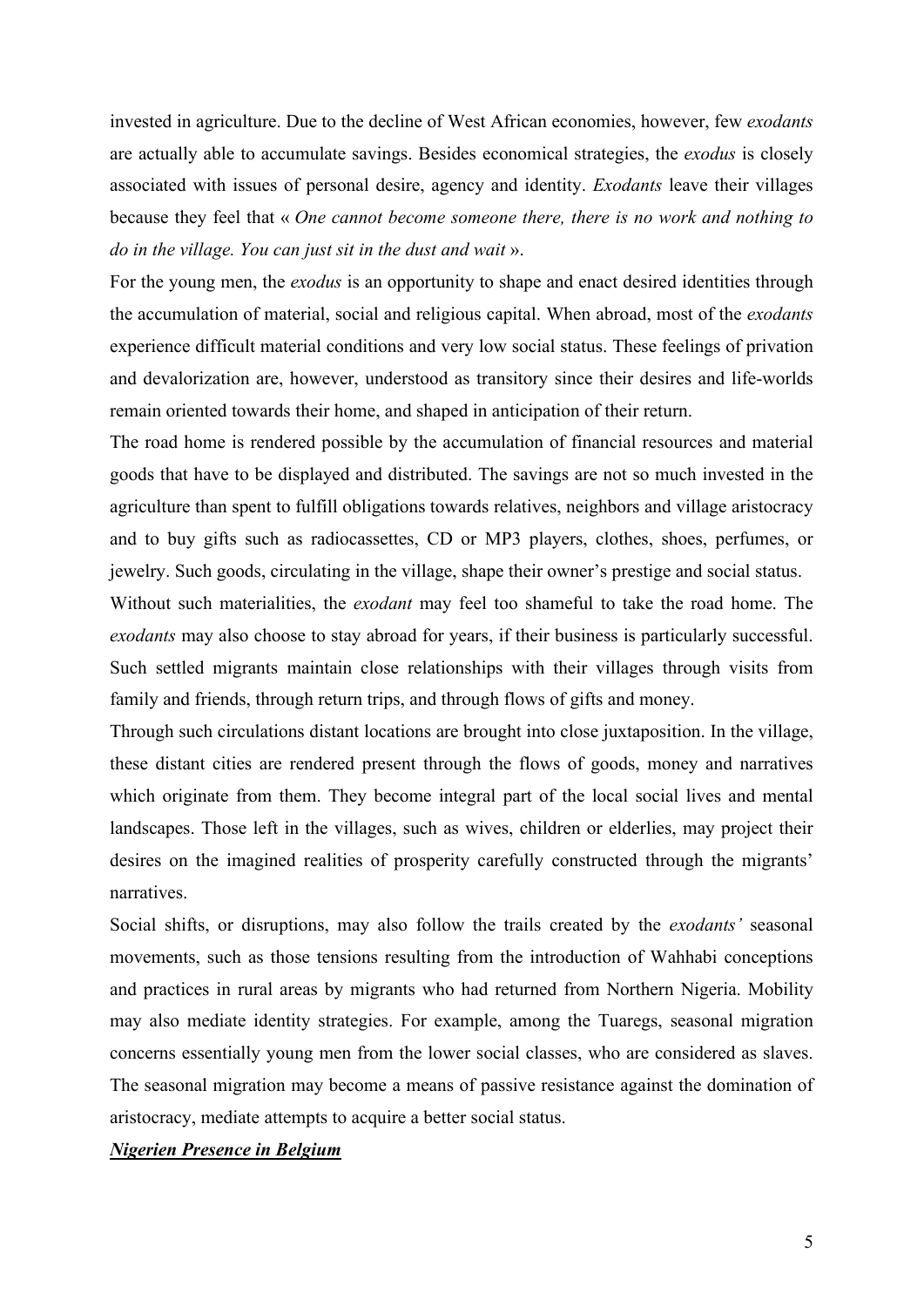invested in agriculture. Due to the decline of West African economies, however, few *exodants* are actually able to accumulate savings. Besides economical strategies, the *exodus* is closely associated with issues of personal desire, agency and identity. *Exodants* leave their villages because they feel that « *One cannot become someone there, there is no work and nothing to do in the village. You can just sit in the dust and wait* ».

For the young men, the *exodus* is an opportunity to shape and enact desired identities through the accumulation of material, social and religious capital. When abroad, most of the *exodants* experience difficult material conditions and very low social status. These feelings of privation and devalorization are, however, understood as transitory since their desires and life-worlds remain oriented towards their home, and shaped in anticipation of their return.

The road home is rendered possible by the accumulation of financial resources and material goods that have to be displayed and distributed. The savings are not so much invested in the agriculture than spent to fulfill obligations towards relatives, neighbors and village aristocracy and to buy gifts such as radiocassettes, CD or MP3 players, clothes, shoes, perfumes, or jewelry. Such goods, circulating in the village, shape their owner's prestige and social status.

Without such materialities, the *exodant* may feel too shameful to take the road home. The *exodants* may also choose to stay abroad for years, if their business is particularly successful. Such settled migrants maintain close relationships with their villages through visits from family and friends, through return trips, and through flows of gifts and money.

Through such circulations distant locations are brought into close juxtaposition. In the village, these distant cities are rendered present through the flows of goods, money and narratives which originate from them. They become integral part of the local social lives and mental landscapes. Those left in the villages, such as wives, children or elderlies, may project their desires on the imagined realities of prosperity carefully constructed through the migrants' narratives.

Social shifts, or disruptions, may also follow the trails created by the *exodants'* seasonal movements, such as those tensions resulting from the introduction of Wahhabi conceptions and practices in rural areas by migrants who had returned from Northern Nigeria. Mobility may also mediate identity strategies. For example, among the Tuaregs, seasonal migration concerns essentially young men from the lower social classes, who are considered as slaves. The seasonal migration may become a means of passive resistance against the domination of aristocracy, mediate attempts to acquire a better social status.

***Nigerien Presence in Belgium***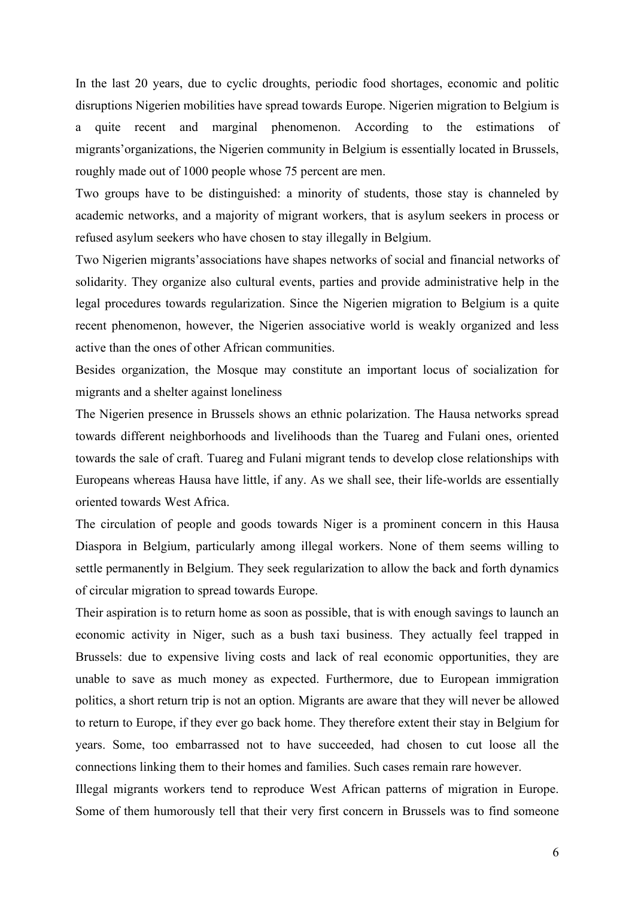In the last 20 years, due to cyclic droughts, periodic food shortages, economic and politic disruptions Nigerien mobilities have spread towards Europe. Nigerien migration to Belgium is a quite recent and marginal phenomenon. According to the estimations of migrants'organizations, the Nigerien community in Belgium is essentially located in Brussels, roughly made out of 1000 people whose 75 percent are men.

Two groups have to be distinguished: a minority of students, those stay is channeled by academic networks, and a majority of migrant workers, that is asylum seekers in process or refused asylum seekers who have chosen to stay illegally in Belgium.

Two Nigerien migrants'associations have shapes networks of social and financial networks of solidarity. They organize also cultural events, parties and provide administrative help in the legal procedures towards regularization. Since the Nigerien migration to Belgium is a quite recent phenomenon, however, the Nigerien associative world is weakly organized and less active than the ones of other African communities.

Besides organization, the Mosque may constitute an important locus of socialization for migrants and a shelter against loneliness

The Nigerien presence in Brussels shows an ethnic polarization. The Hausa networks spread towards different neighborhoods and livelihoods than the Tuareg and Fulani ones, oriented towards the sale of craft. Tuareg and Fulani migrant tends to develop close relationships with Europeans whereas Hausa have little, if any. As we shall see, their life-worlds are essentially oriented towards West Africa.

The circulation of people and goods towards Niger is a prominent concern in this Hausa Diaspora in Belgium, particularly among illegal workers. None of them seems willing to settle permanently in Belgium. They seek regularization to allow the back and forth dynamics of circular migration to spread towards Europe.

Their aspiration is to return home as soon as possible, that is with enough savings to launch an economic activity in Niger, such as a bush taxi business. They actually feel trapped in Brussels: due to expensive living costs and lack of real economic opportunities, they are unable to save as much money as expected. Furthermore, due to European immigration politics, a short return trip is not an option. Migrants are aware that they will never be allowed to return to Europe, if they ever go back home. They therefore extent their stay in Belgium for years. Some, too embarrassed not to have succeeded, had chosen to cut loose all the connections linking them to their homes and families. Such cases remain rare however.

Illegal migrants workers tend to reproduce West African patterns of migration in Europe. Some of them humorously tell that their very first concern in Brussels was to find someone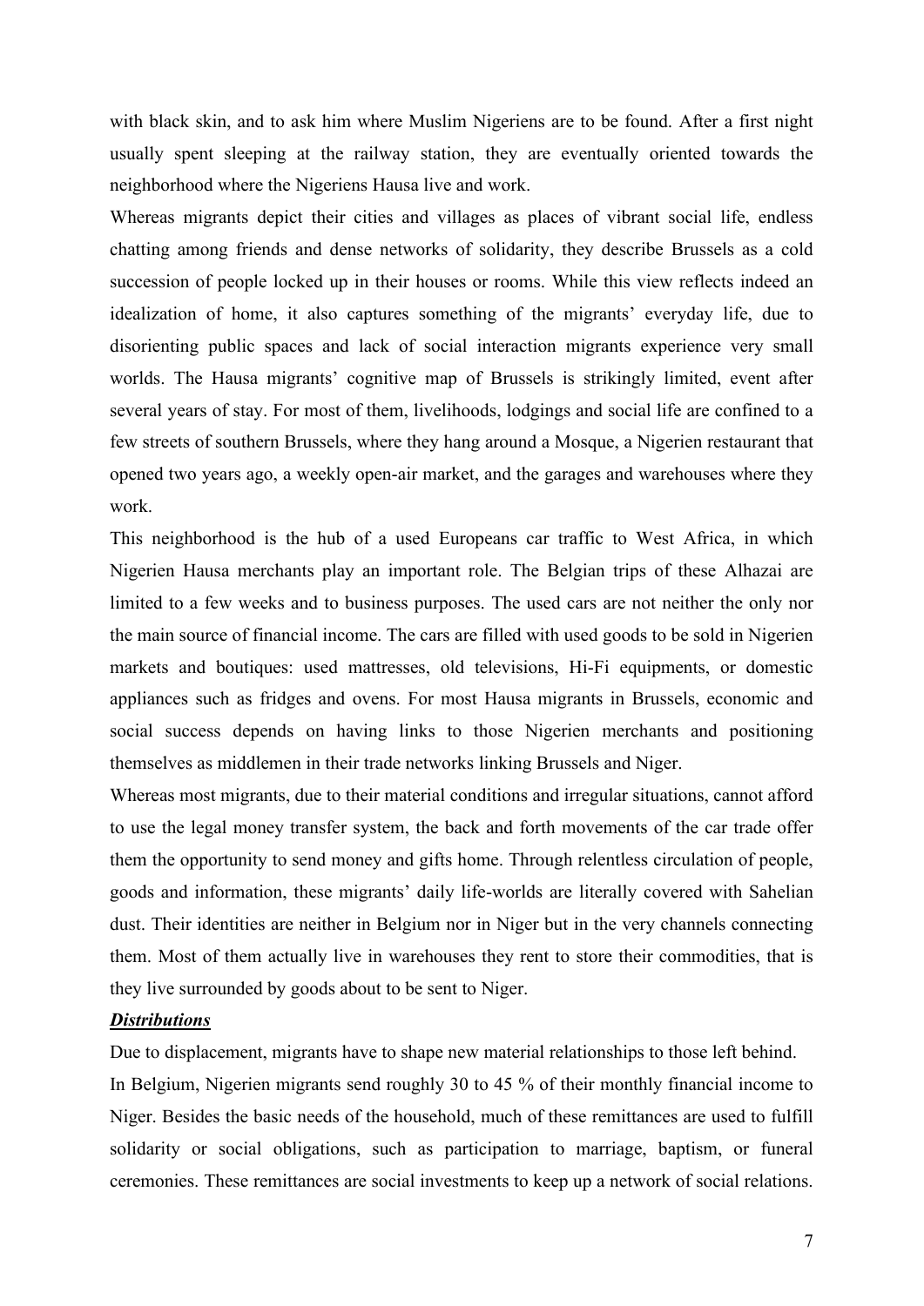with black skin, and to ask him where Muslim Nigeriens are to be found. After a first night usually spent sleeping at the railway station, they are eventually oriented towards the neighborhood where the Nigeriens Hausa live and work.

Whereas migrants depict their cities and villages as places of vibrant social life, endless chatting among friends and dense networks of solidarity, they describe Brussels as a cold succession of people locked up in their houses or rooms. While this view reflects indeed an idealization of home, it also captures something of the migrants' everyday life, due to disorienting public spaces and lack of social interaction migrants experience very small worlds. The Hausa migrants' cognitive map of Brussels is strikingly limited, event after several years of stay. For most of them, livelihoods, lodgings and social life are confined to a few streets of southern Brussels, where they hang around a Mosque, a Nigerien restaurant that opened two years ago, a weekly open-air market, and the garages and warehouses where they work.

This neighborhood is the hub of a used Europeans car traffic to West Africa, in which Nigerien Hausa merchants play an important role. The Belgian trips of these Alhazai are limited to a few weeks and to business purposes. The used cars are not neither the only nor the main source of financial income. The cars are filled with used goods to be sold in Nigerien markets and boutiques: used mattresses, old televisions, Hi-Fi equipments, or domestic appliances such as fridges and ovens. For most Hausa migrants in Brussels, economic and social success depends on having links to those Nigerien merchants and positioning themselves as middlemen in their trade networks linking Brussels and Niger.

Whereas most migrants, due to their material conditions and irregular situations, cannot afford to use the legal money transfer system, the back and forth movements of the car trade offer them the opportunity to send money and gifts home. Through relentless circulation of people, goods and information, these migrants' daily life-worlds are literally covered with Sahelian dust. Their identities are neither in Belgium nor in Niger but in the very channels connecting them. Most of them actually live in warehouses they rent to store their commodities, that is they live surrounded by goods about to be sent to Niger.

***Distributions***

Due to displacement, migrants have to shape new material relationships to those left behind.

In Belgium, Nigerien migrants send roughly 30 to 45 % of their monthly financial income to Niger. Besides the basic needs of the household, much of these remittances are used to fulfill solidarity or social obligations, such as participation to marriage, baptism, or funeral ceremonies. These remittances are social investments to keep up a network of social relations.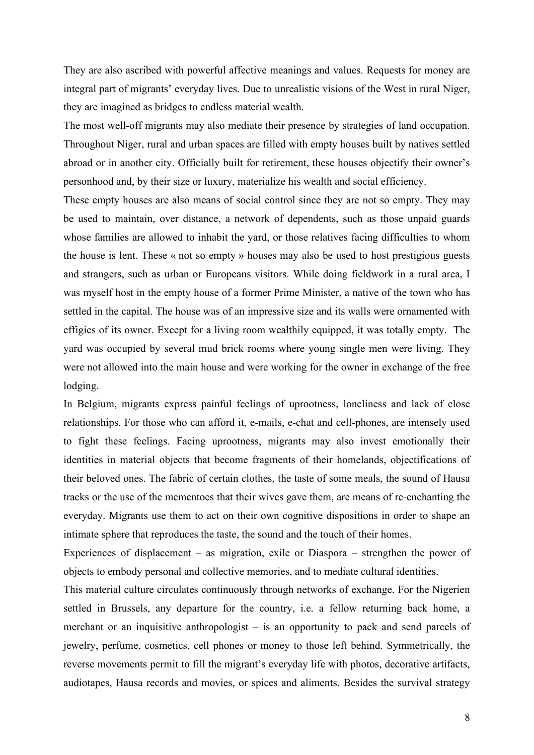They are also ascribed with powerful affective meanings and values. Requests for money are integral part of migrants' everyday lives. Due to unrealistic visions of the West in rural Niger, they are imagined as bridges to endless material wealth.

The most well-off migrants may also mediate their presence by strategies of land occupation. Throughout Niger, rural and urban spaces are filled with empty houses built by natives settled abroad or in another city. Officially built for retirement, these houses objectify their owner's personhood and, by their size or luxury, materialize his wealth and social efficiency.

These empty houses are also means of social control since they are not so empty. They may be used to maintain, over distance, a network of dependents, such as those unpaid guards whose families are allowed to inhabit the yard, or those relatives facing difficulties to whom the house is lent. These « not so empty » houses may also be used to host prestigious guests and strangers, such as urban or Europeans visitors. While doing fieldwork in a rural area, I was myself host in the empty house of a former Prime Minister, a native of the town who has settled in the capital. The house was of an impressive size and its walls were ornamented with effigies of its owner. Except for a living room wealthily equipped, it was totally empty. The yard was occupied by several mud brick rooms where young single men were living. They were not allowed into the main house and were working for the owner in exchange of the free lodging.

In Belgium, migrants express painful feelings of uprootness, loneliness and lack of close relationships. For those who can afford it, e-mails, e-chat and cell-phones, are intensely used to fight these feelings. Facing uprootness, migrants may also invest emotionally their identities in material objects that become fragments of their homelands, objectifications of their beloved ones. The fabric of certain clothes, the taste of some meals, the sound of Hausa tracks or the use of the mementoes that their wives gave them, are means of re-enchanting the everyday. Migrants use them to act on their own cognitive dispositions in order to shape an intimate sphere that reproduces the taste, the sound and the touch of their homes.

Experiences of displacement – as migration, exile or Diaspora – strengthen the power of objects to embody personal and collective memories, and to mediate cultural identities.

This material culture circulates continuously through networks of exchange. For the Nigerien settled in Brussels, any departure for the country, i.e. a fellow returning back home, a merchant or an inquisitive anthropologist – is an opportunity to pack and send parcels of jewelry, perfume, cosmetics, cell phones or money to those left behind. Symmetrically, the reverse movements permit to fill the migrant's everyday life with photos, decorative artifacts, audiotapes, Hausa records and movies, or spices and aliments. Besides the survival strategy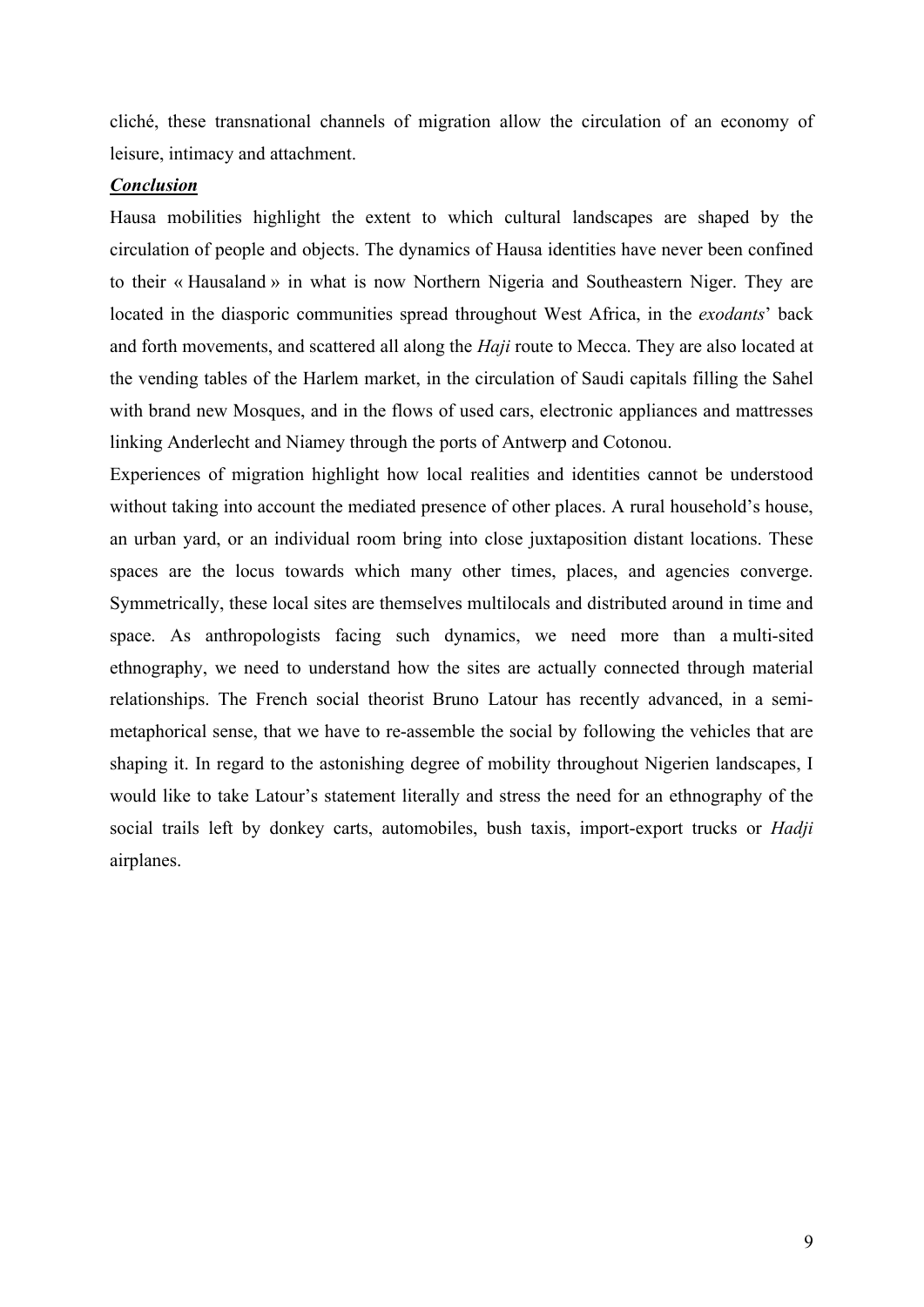cliché, these transnational channels of migration allow the circulation of an economy of leisure, intimacy and attachment.

***Conclusion***

Hausa mobilities highlight the extent to which cultural landscapes are shaped by the circulation of people and objects. The dynamics of Hausa identities have never been confined to their « Hausaland » in what is now Northern Nigeria and Southeastern Niger. They are located in the diasporic communities spread throughout West Africa, in the *exodants*' back and forth movements, and scattered all along the *Haji* route to Mecca. They are also located at the vending tables of the Harlem market, in the circulation of Saudi capitals filling the Sahel with brand new Mosques, and in the flows of used cars, electronic appliances and mattresses linking Anderlecht and Niamey through the ports of Antwerp and Cotonou.

Experiences of migration highlight how local realities and identities cannot be understood without taking into account the mediated presence of other places. A rural household's house, an urban yard, or an individual room bring into close juxtaposition distant locations. These spaces are the locus towards which many other times, places, and agencies converge. Symmetrically, these local sites are themselves multilocals and distributed around in time and space. As anthropologists facing such dynamics, we need more than a multi-sited ethnography, we need to understand how the sites are actually connected through material relationships. The French social theorist Bruno Latour has recently advanced, in a semi-metaphorical sense, that we have to re-assemble the social by following the vehicles that are shaping it. In regard to the astonishing degree of mobility throughout Nigerien landscapes, I would like to take Latour's statement literally and stress the need for an ethnography of the social trails left by donkey carts, automobiles, bush taxis, import-export trucks or *Hadji* airplanes.